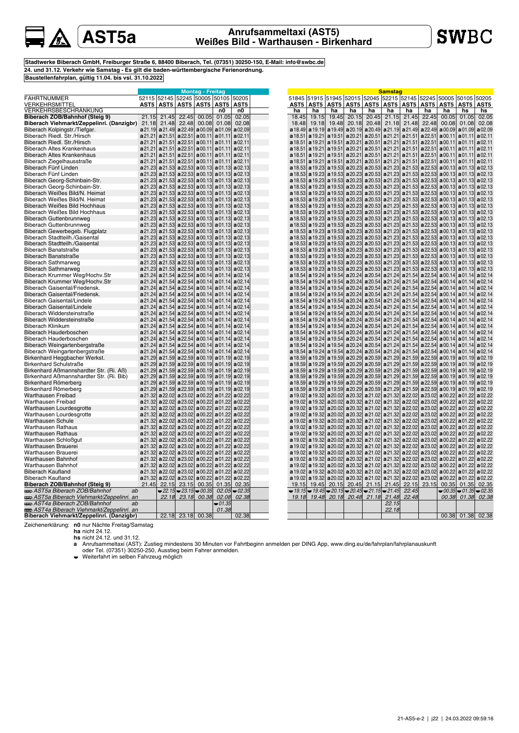# AST5a

## Anrufsammeltaxi (AST5)
## Weißes Bild - Warthausen - Birkenhard

SWBC

**Stadtwerke Biberach GmbH, Freiburger Straße 6, 88400 Biberach, Tel. (07351) 30250-150, E-Mail: info@swbc.de**

**24. und 31.12. Verkehr wie Samstag - Es gilt die baden-württembergische Ferienordnung.**

**Baustellenfahrplan, gültig 11.04. bis vsl. 31.10.2022**

### Montag - Freitag

| FAHRTNUMMER | 52115 | 52145 | 52245 | 50005 | 50105 | 50205 |
|---|---|---|---|---|---|---|
| VERKEHRSMITTEL | AST5 | AST5 | AST5 | AST5 | AST5 | AST5 |
| VERKEHRSBESCHRÄNKUNG | | | | | n0 | n0 |
| **Biberach ZOB/Bahnhof (Steig 9)** | 21.15 | 21.45 | 22.45 | 00.05 | 01.05 | 02.05 |
| **Biberach Viehmarkt/Zeppelinpl. (Danzigbr)** | 21.18 | 21.48 | 22.48 | 00.08 | 01.08 | 02.08 |
| Biberach Kolpingstr./Tiefgar. | a21.19 | a21.49 | a22.49 | a00.09 | a01.09 | a02.09 |
| Biberach Riedl. Str./Hirsch | a21.21 | a21.51 | a22.51 | a00.11 | a01.11 | a02.11 |
| Biberach Riedl. Str./Hirsch | a21.21 | a21.51 | a22.51 | a00.11 | a01.11 | a02.11 |
| Biberach Altes Krankenhaus | a21.21 | a21.51 | a22.51 | a00.11 | a01.11 | a02.11 |
| Biberach Altes Krankenhaus | a21.21 | a21.51 | a22.51 | a00.11 | a01.11 | a02.11 |
| Biberach Ziegelhausstraße | a21.21 | a21.51 | a22.51 | a00.11 | a01.11 | a02.11 |
| Biberach Fünf Linden | a21.23 | a21.53 | a22.53 | a00.13 | a01.13 | a02.13 |
| Biberach Fünf Linden | a21.23 | a21.53 | a22.53 | a00.13 | a01.13 | a02.13 |
| Biberach Georg-Schinbain-Str. | a21.23 | a21.53 | a22.53 | a00.13 | a01.13 | a02.13 |
| Biberach Georg-Schinbain-Str. | a21.23 | a21.53 | a22.53 | a00.13 | a01.13 | a02.13 |
| Biberach Weißes Bild/N. Heimat | a21.23 | a21.53 | a22.53 | a00.13 | a01.13 | a02.13 |
| Biberach Weißes Bild/N. Heimat | a21.23 | a21.53 | a22.53 | a00.13 | a01.13 | a02.13 |
| Biberach Weißes Bild Hochhaus | a21.23 | a21.53 | a22.53 | a00.13 | a01.13 | a02.13 |
| Biberach Weißes Bild Hochhaus | a21.23 | a21.53 | a22.53 | a00.13 | a01.13 | a02.13 |
| Biberach Guttenbrunnweg | a21.23 | a21.53 | a22.53 | a00.13 | a01.13 | a02.13 |
| Biberach Guttenbrunnweg | a21.23 | a21.53 | a22.53 | a00.13 | a01.13 | a02.13 |
| Biberach Gewerbegeb. Flugplatz | a21.23 | a21.53 | a22.53 | a00.13 | a01.13 | a02.13 |
| Biberach Stadtteilh./Gaisental | a21.23 | a21.53 | a22.53 | a00.13 | a01.13 | a02.13 |
| Biberach Stadtteilh./Gaisental | a21.23 | a21.53 | a22.53 | a00.13 | a01.13 | a02.13 |
| Biberach Banatstraße | a21.23 | a21.53 | a22.53 | a00.13 | a01.13 | a02.13 |
| Biberach Banatstraße | a21.23 | a21.53 | a22.53 | a00.13 | a01.13 | a02.13 |
| Biberach Sathmarweg | a21.23 | a21.53 | a22.53 | a00.13 | a01.13 | a02.13 |
| Biberach Sathmarweg | a21.23 | a21.53 | a22.53 | a00.13 | a01.13 | a02.13 |
| Biberach Krummer Weg/Hochv.Str | a21.24 | a21.54 | a22.54 | a00.14 | a01.14 | a02.14 |
| Biberach Krummer Weg/Hochv.Str | a21.24 | a21.54 | a22.54 | a00.14 | a01.14 | a02.14 |
| Biberach Gaisental/Friedensk. | a21.24 | a21.54 | a22.54 | a00.14 | a01.14 | a02.14 |
| Biberach Gaisental/Friedensk. | a21.24 | a21.54 | a22.54 | a00.14 | a01.14 | a02.14 |
| Biberach Gaisental/Lindele | a21.24 | a21.54 | a22.54 | a00.14 | a01.14 | a02.14 |
| Biberach Gaisental/Lindele | a21.24 | a21.54 | a22.54 | a00.14 | a01.14 | a02.14 |
| Biberach Widdersteinstraße | a21.24 | a21.54 | a22.54 | a00.14 | a01.14 | a02.14 |
| Biberach Widdersteinstraße | a21.24 | a21.54 | a22.54 | a00.14 | a01.14 | a02.14 |
| Biberach Klinikum | a21.24 | a21.54 | a22.54 | a00.14 | a01.14 | a02.14 |
| Biberach Hauderboschen | a21.24 | a21.54 | a22.54 | a00.14 | a01.14 | a02.14 |
| Biberach Hauderboschen | a21.24 | a21.54 | a22.54 | a00.14 | a01.14 | a02.14 |
| Biberach Weingartenbergstraße | a21.24 | a21.54 | a22.54 | a00.14 | a01.14 | a02.14 |
| Biberach Weingartenbergstraße | a21.24 | a21.54 | a22.54 | a00.14 | a01.14 | a02.14 |
| Birkenhard Heggbacher Werkst. | a21.29 | a21.59 | a22.59 | a00.19 | a01.19 | a02.19 |
| Birkenhard Schulstraße | a21.29 | a21.59 | a22.59 | a00.19 | a01.19 | a02.19 |
| Birkenhard Aßmannshardter Str. (Ri. Aß) | a21.29 | a21.59 | a22.59 | a00.19 | a01.19 | a02.19 |
| Birkenhard Aßmannshardter Str. (Ri. Bib) | a21.29 | a21.59 | a22.59 | a00.19 | a01.19 | a02.19 |
| Birkenhard Römerberg | a21.29 | a21.59 | a22.59 | a00.19 | a01.19 | a02.19 |
| Birkenhard Römerberg | a21.29 | a21.59 | a22.59 | a00.19 | a01.19 | a02.19 |
| Warthausen Freibad | a21.32 | a22.02 | a23.02 | a00.22 | a01.22 | a02.22 |
| Warthausen Freibad | a21.32 | a22.02 | a23.02 | a00.22 | a01.22 | a02.22 |
| Warthausen Lourdesgrotte | a21.32 | a22.02 | a23.02 | a00.22 | a01.22 | a02.22 |
| Warthausen Lourdesgrotte | a21.32 | a22.02 | a23.02 | a00.22 | a01.22 | a02.22 |
| Warthausen Schule | a21.32 | a22.02 | a23.02 | a00.22 | a01.22 | a02.22 |
| Warthausen Rathaus | a21.32 | a22.02 | a23.02 | a00.22 | a01.22 | a02.22 |
| Warthausen Rathaus | a21.32 | a22.02 | a23.02 | a00.22 | a01.22 | a02.22 |
| Warthausen Schloßgut | a21.32 | a22.02 | a23.02 | a00.22 | a01.22 | a02.22 |
| Warthausen Brauerei | a21.32 | a22.02 | a23.02 | a00.22 | a01.22 | a02.22 |
| Warthausen Brauerei | a21.32 | a22.02 | a23.02 | a00.22 | a01.22 | a02.22 |
| Warthausen Bahnhof | a21.32 | a22.02 | a23.02 | a00.22 | a01.22 | a02.22 |
| Warthausen Bahnhof | a21.32 | a22.02 | a23.02 | a00.22 | a01.22 | a02.22 |
| Biberach Kaufland | a21.32 | a22.02 | a23.02 | a00.22 | a01.22 | a02.22 |
| Biberach Kaufland | a21.32 | a22.02 | a23.02 | a00.22 | a01.22 | a02.22 |
| **Biberach ZOB/Bahnhof (Steig 9)** | 21.45 | 22.15 | 23.15 | 00.35 | 01.35 | 02.35 |
| *AST5a Biberach ZOB/Bahnhof ab* | | *•22.15* | *•23.15* | *•00.35* | *02.05* | *•02.35* |
| *AST5a Biberach Viehmarkt/Zeppelinpl. an* | | *22.18* | *23.18* | *00.38* | *02.08* | *02.38* |
| *AST4a Biberach ZOB/Bahnhof ab* | | | | | *•01.35* | |
| *AST4a Biberach Viehmarkt/Zeppelinpl. an* | | | | | *01.38* | |
| **Biberach Viehmarkt/Zeppelinpl. (Danzigbr)** | | 22.18 | 23.18 | 00.38 | | 02.38 |

### Samstag

| FAHRTNUMMER | 51845 | 51915 | 51945 | 52015 | 52045 | 52215 | 52145 | 52245 | 50005 | 50105 | 50205 |
|---|---|---|---|---|---|---|---|---|---|---|---|
| VERKEHRSMITTEL | AST5 | AST5 | AST5 | AST5 | AST5 | AST5 | AST5 | AST5 | AST5 | AST5 | AST5 |
| VERKEHRSBESCHRÄNKUNG | ha | ha | ha | ha | ha | ha | ha | ha | ha | hs | hs |
| **Biberach ZOB/Bahnhof (Steig 9)** | 18.45 | 19.15 | 19.45 | 20.15 | 20.45 | 21.15 | 21.45 | 22.45 | 00.05 | 01.05 | 02.05 |
| **Biberach Viehmarkt/Zeppelinpl. (Danzigbr)** | 18.48 | 19.18 | 19.48 | 20.18 | 20.48 | 21.18 | 21.48 | 22.48 | 00.08 | 01.08 | 02.08 |
| Biberach Kolpingstr./Tiefgar. | a18.49 | a19.19 | a19.49 | a20.19 | a20.49 | a21.19 | a21.49 | a22.49 | a00.09 | a01.09 | a02.09 |
| Biberach Riedl. Str./Hirsch | a18.51 | a19.21 | a19.51 | a20.21 | a20.51 | a21.21 | a21.51 | a22.51 | a00.11 | a01.11 | a02.11 |
| Biberach Riedl. Str./Hirsch | a18.51 | a19.21 | a19.51 | a20.21 | a20.51 | a21.21 | a21.51 | a22.51 | a00.11 | a01.11 | a02.11 |
| Biberach Altes Krankenhaus | a18.51 | a19.21 | a19.51 | a20.21 | a20.51 | a21.21 | a21.51 | a22.51 | a00.11 | a01.11 | a02.11 |
| Biberach Altes Krankenhaus | a18.51 | a19.21 | a19.51 | a20.21 | a20.51 | a21.21 | a21.51 | a22.51 | a00.11 | a01.11 | a02.11 |
| Biberach Ziegelhausstraße | a18.51 | a19.21 | a19.51 | a20.21 | a20.51 | a21.21 | a21.51 | a22.51 | a00.11 | a01.11 | a02.11 |
| Biberach Fünf Linden | a18.53 | a19.23 | a19.53 | a20.23 | a20.53 | a21.23 | a21.53 | a22.53 | a00.13 | a01.13 | a02.13 |
| Biberach Fünf Linden | a18.53 | a19.23 | a19.53 | a20.23 | a20.53 | a21.23 | a21.53 | a22.53 | a00.13 | a01.13 | a02.13 |
| Biberach Georg-Schinbain-Str. | a18.53 | a19.23 | a19.53 | a20.23 | a20.53 | a21.23 | a21.53 | a22.53 | a00.13 | a01.13 | a02.13 |
| Biberach Georg-Schinbain-Str. | a18.53 | a19.23 | a19.53 | a20.23 | a20.53 | a21.23 | a21.53 | a22.53 | a00.13 | a01.13 | a02.13 |
| Biberach Weißes Bild/N. Heimat | a18.53 | a19.23 | a19.53 | a20.23 | a20.53 | a21.23 | a21.53 | a22.53 | a00.13 | a01.13 | a02.13 |
| Biberach Weißes Bild/N. Heimat | a18.53 | a19.23 | a19.53 | a20.23 | a20.53 | a21.23 | a21.53 | a22.53 | a00.13 | a01.13 | a02.13 |
| Biberach Weißes Bild Hochhaus | a18.53 | a19.23 | a19.53 | a20.23 | a20.53 | a21.23 | a21.53 | a22.53 | a00.13 | a01.13 | a02.13 |
| Biberach Weißes Bild Hochhaus | a18.53 | a19.23 | a19.53 | a20.23 | a20.53 | a21.23 | a21.53 | a22.53 | a00.13 | a01.13 | a02.13 |
| Biberach Guttenbrunnweg | a18.53 | a19.23 | a19.53 | a20.23 | a20.53 | a21.23 | a21.53 | a22.53 | a00.13 | a01.13 | a02.13 |
| Biberach Guttenbrunnweg | a18.53 | a19.23 | a19.53 | a20.23 | a20.53 | a21.23 | a21.53 | a22.53 | a00.13 | a01.13 | a02.13 |
| Biberach Gewerbegeb. Flugplatz | a18.53 | a19.23 | a19.53 | a20.23 | a20.53 | a21.23 | a21.53 | a22.53 | a00.13 | a01.13 | a02.13 |
| Biberach Stadtteilh./Gaisental | a18.53 | a19.23 | a19.53 | a20.23 | a20.53 | a21.23 | a21.53 | a22.53 | a00.13 | a01.13 | a02.13 |
| Biberach Stadtteilh./Gaisental | a18.53 | a19.23 | a19.53 | a20.23 | a20.53 | a21.23 | a21.53 | a22.53 | a00.13 | a01.13 | a02.13 |
| Biberach Banatstraße | a18.53 | a19.23 | a19.53 | a20.23 | a20.53 | a21.23 | a21.53 | a22.53 | a00.13 | a01.13 | a02.13 |
| Biberach Banatstraße | a18.53 | a19.23 | a19.53 | a20.23 | a20.53 | a21.23 | a21.53 | a22.53 | a00.13 | a01.13 | a02.13 |
| Biberach Sathmarweg | a18.53 | a19.23 | a19.53 | a20.23 | a20.53 | a21.23 | a21.53 | a22.53 | a00.13 | a01.13 | a02.13 |
| Biberach Sathmarweg | a18.53 | a19.23 | a19.53 | a20.23 | a20.53 | a21.23 | a21.53 | a22.53 | a00.13 | a01.13 | a02.13 |
| Biberach Krummer Weg/Hochv.Str | a18.54 | a19.24 | a19.54 | a20.24 | a20.54 | a21.24 | a21.54 | a22.54 | a00.14 | a01.14 | a02.14 |
| Biberach Krummer Weg/Hochv.Str | a18.54 | a19.24 | a19.54 | a20.24 | a20.54 | a21.24 | a21.54 | a22.54 | a00.14 | a01.14 | a02.14 |
| Biberach Gaisental/Friedensk. | a18.54 | a19.24 | a19.54 | a20.24 | a20.54 | a21.24 | a21.54 | a22.54 | a00.14 | a01.14 | a02.14 |
| Biberach Gaisental/Friedensk. | a18.54 | a19.24 | a19.54 | a20.24 | a20.54 | a21.24 | a21.54 | a22.54 | a00.14 | a01.14 | a02.14 |
| Biberach Gaisental/Lindele | a18.54 | a19.24 | a19.54 | a20.24 | a20.54 | a21.24 | a21.54 | a22.54 | a00.14 | a01.14 | a02.14 |
| Biberach Gaisental/Lindele | a18.54 | a19.24 | a19.54 | a20.24 | a20.54 | a21.24 | a21.54 | a22.54 | a00.14 | a01.14 | a02.14 |
| Biberach Widdersteinstraße | a18.54 | a19.24 | a19.54 | a20.24 | a20.54 | a21.24 | a21.54 | a22.54 | a00.14 | a01.14 | a02.14 |
| Biberach Widdersteinstraße | a18.54 | a19.24 | a19.54 | a20.24 | a20.54 | a21.24 | a21.54 | a22.54 | a00.14 | a01.14 | a02.14 |
| Biberach Klinikum | a18.54 | a19.24 | a19.54 | a20.24 | a20.54 | a21.24 | a21.54 | a22.54 | a00.14 | a01.14 | a02.14 |
| Biberach Hauderboschen | a18.54 | a19.24 | a19.54 | a20.24 | a20.54 | a21.24 | a21.54 | a22.54 | a00.14 | a01.14 | a02.14 |
| Biberach Hauderboschen | a18.54 | a19.24 | a19.54 | a20.24 | a20.54 | a21.24 | a21.54 | a22.54 | a00.14 | a01.14 | a02.14 |
| Biberach Weingartenbergstraße | a18.54 | a19.24 | a19.54 | a20.24 | a20.54 | a21.24 | a21.54 | a22.54 | a00.14 | a01.14 | a02.14 |
| Biberach Weingartenbergstraße | a18.54 | a19.24 | a19.54 | a20.24 | a20.54 | a21.24 | a21.54 | a22.54 | a00.14 | a01.14 | a02.14 |
| Birkenhard Heggbacher Werkst. | a18.59 | a19.29 | a19.59 | a20.29 | a20.59 | a21.29 | a21.59 | a22.59 | a00.19 | a01.19 | a02.19 |
| Birkenhard Schulstraße | a18.59 | a19.29 | a19.59 | a20.29 | a20.59 | a21.29 | a21.59 | a22.59 | a00.19 | a01.19 | a02.19 |
| Birkenhard Aßmannshardter Str. (Ri. Aß) | a18.59 | a19.29 | a19.59 | a20.29 | a20.59 | a21.29 | a21.59 | a22.59 | a00.19 | a01.19 | a02.19 |
| Birkenhard Aßmannshardter Str. (Ri. Bib) | a18.59 | a19.29 | a19.59 | a20.29 | a20.59 | a21.29 | a21.59 | a22.59 | a00.19 | a01.19 | a02.19 |
| Birkenhard Römerberg | a18.59 | a19.29 | a19.59 | a20.29 | a20.59 | a21.29 | a21.59 | a22.59 | a00.19 | a01.19 | a02.19 |
| Birkenhard Römerberg | a18.59 | a19.29 | a19.59 | a20.29 | a20.59 | a21.29 | a21.59 | a22.59 | a00.19 | a01.19 | a02.19 |
| Warthausen Freibad | a19.02 | a19.32 | a20.02 | a20.32 | a21.02 | a21.32 | a22.02 | a23.02 | a00.22 | a01.22 | a02.22 |
| Warthausen Freibad | a19.02 | a19.32 | a20.02 | a20.32 | a21.02 | a21.32 | a22.02 | a23.02 | a00.22 | a01.22 | a02.22 |
| Warthausen Lourdesgrotte | a19.02 | a19.32 | a20.02 | a20.32 | a21.02 | a21.32 | a22.02 | a23.02 | a00.22 | a01.22 | a02.22 |
| Warthausen Lourdesgrotte | a19.02 | a19.32 | a20.02 | a20.32 | a21.02 | a21.32 | a22.02 | a23.02 | a00.22 | a01.22 | a02.22 |
| Warthausen Schule | a19.02 | a19.32 | a20.02 | a20.32 | a21.02 | a21.32 | a22.02 | a23.02 | a00.22 | a01.22 | a02.22 |
| Warthausen Rathaus | a19.02 | a19.32 | a20.02 | a20.32 | a21.02 | a21.32 | a22.02 | a23.02 | a00.22 | a01.22 | a02.22 |
| Warthausen Rathaus | a19.02 | a19.32 | a20.02 | a20.32 | a21.02 | a21.32 | a22.02 | a23.02 | a00.22 | a01.22 | a02.22 |
| Warthausen Schloßgut | a19.02 | a19.32 | a20.02 | a20.32 | a21.02 | a21.32 | a22.02 | a23.02 | a00.22 | a01.22 | a02.22 |
| Warthausen Brauerei | a19.02 | a19.32 | a20.02 | a20.32 | a21.02 | a21.32 | a22.02 | a23.02 | a00.22 | a01.22 | a02.22 |
| Warthausen Brauerei | a19.02 | a19.32 | a20.02 | a20.32 | a21.02 | a21.32 | a22.02 | a23.02 | a00.22 | a01.22 | a02.22 |
| Warthausen Bahnhof | a19.02 | a19.32 | a20.02 | a20.32 | a21.02 | a21.32 | a22.02 | a23.02 | a00.22 | a01.22 | a02.22 |
| Warthausen Bahnhof | a19.02 | a19.32 | a20.02 | a20.32 | a21.02 | a21.32 | a22.02 | a23.02 | a00.22 | a01.22 | a02.22 |
| Biberach Kaufland | a19.02 | a19.32 | a20.02 | a20.32 | a21.02 | a21.32 | a22.02 | a23.02 | a00.22 | a01.22 | a02.22 |
| Biberach Kaufland | a19.02 | a19.32 | a20.02 | a20.32 | a21.02 | a21.32 | a22.02 | a23.02 | a00.22 | a01.22 | a02.22 |
| **Biberach ZOB/Bahnhof (Steig 9)** | 19.15 | 19.45 | 20.15 | 20.45 | 21.15 | 21.45 | 22.15 | 23.15 | 00.35 | 01.35 | 02.35 |
| *AST5a Biberach ZOB/Bahnhof ab* | *•19.15* | *•19.45* | *•20.15* | *•20.45* | *•21.15* | *•21.45* | *22.45* | | *•00.35* | *•01.35* | *•02.35* |
| *AST5a Biberach Viehmarkt/Zeppelinpl. an* | *19.18* | *19.48* | *20.18* | *20.48* | *21.18* | *21.48* | *22.48* | | *00.38* | *01.38* | *02.38* |
| *AST4a Biberach ZOB/Bahnhof ab* | | | | | | *22.15* | | | | | |
| *AST4a Biberach Viehmarkt/Zeppelinpl. an* | | | | | | *22.18* | | | | | |
| **Biberach Viehmarkt/Zeppelinpl. (Danzigbr)** | | | | | | | | | 00.38 | 01.38 | 02.38 |

Zeichenerklärung:
- **n0** nur Nächte Freitag/Samstag
- **ha** nicht 24.12.
- **hs** nicht 24.12. und 31.12.
- **a** Anrufsammeltaxi (AST): Zustieg mindestens 30 Minuten vor Fahrtbeginn anmelden per DING App, www.ding.eu/de/fahrplan/fahrplanauskunft oder Tel. (07351) 30250-250, Ausstieg beim Fahrer anmelden.
- • Weiterfahrt im selben Fahrzeug möglich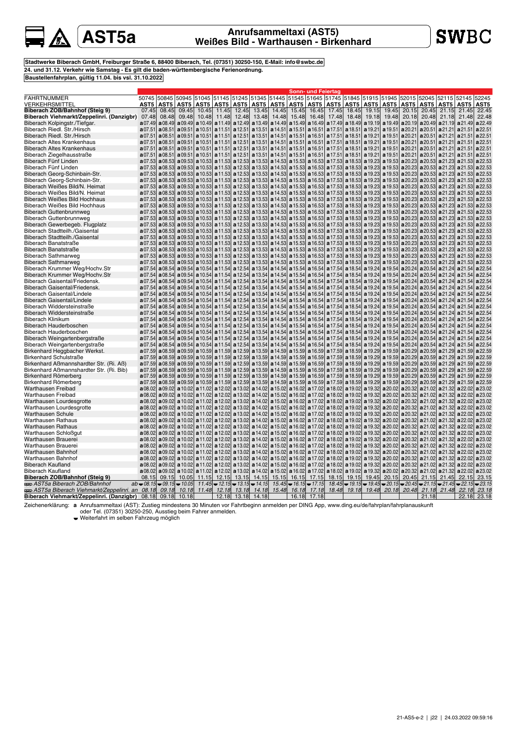# AST5a

## Anrufsammeltaxi (AST5)
## Weißes Bild - Warthausen - Birkenhard

**SWBC**

**Stadtwerke Biberach GmbH, Freiburger Straße 6, 88400 Biberach, Tel. (07351) 30250-150, E-Mail: info@swbc.de**

**24. und 31.12. Verkehr wie Samstag - Es gilt die baden-württembergische Ferienordnung.**

**Baustellenfahrplan, gültig 11.04. bis vsl. 31.10.2022**

| | Sonn- und Feiertag | | | | | | | | | | | | | | | | | | |
|---|---|---|---|---|---|---|---|---|---|---|---|---|---|---|---|---|---|---|---|
| FAHRTNUMMER | 50745 | 50845 | 50945 | 51045 | 51145 | 51245 | 51345 | 51445 | 51545 | 51645 | 51745 | 51845 | 51915 | 51945 | 52015 | 52045 | 52115 | 52145 | 52245 |
| VERKEHRSMITTEL | AST5 | AST5 | AST5 | AST5 | AST5 | AST5 | AST5 | AST5 | AST5 | AST5 | AST5 | AST5 | AST5 | AST5 | AST5 | AST5 | AST5 | AST5 | AST5 |
| **Biberach ZOB/Bahnhof (Steig 9)** | 07.45 | 08.45 | 09.45 | 10.45 | 11.45 | 12.45 | 13.45 | 14.45 | 15.45 | 16.45 | 17.45 | 18.45 | 19.15 | 19.45 | 20.15 | 20.45 | 21.15 | 21.45 | 22.45 |
| **Biberach Viehmarkt/Zeppelinri. (Danzigbr)** | 07.48 | 08.48 | 09.48 | 10.48 | 11.48 | 12.48 | 13.48 | 14.48 | 15.48 | 16.48 | 17.48 | 18.48 | 19.18 | 19.48 | 20.18 | 20.48 | 21.18 | 21.48 | 22.48 |
| Biberach Kolpingstr./Tiefgar. | a07.49 | a08.49 | a09.49 | a10.49 | a11.49 | a12.49 | a13.49 | a14.49 | a15.49 | a16.49 | a17.49 | a18.49 | a19.19 | a19.49 | a20.19 | a20.49 | a21.19 | a21.49 | a22.49 |
| Biberach Riedl. Str./Hirsch | a07.51 | a08.51 | a09.51 | a10.51 | a11.51 | a12.51 | a13.51 | a14.51 | a15.51 | a16.51 | a17.51 | a18.51 | a19.21 | a19.51 | a20.21 | a20.51 | a21.21 | a21.51 | a22.51 |
| Biberach Riedl. Str./Hirsch | a07.51 | a08.51 | a09.51 | a10.51 | a11.51 | a12.51 | a13.51 | a14.51 | a15.51 | a16.51 | a17.51 | a18.51 | a19.21 | a19.51 | a20.21 | a20.51 | a21.21 | a21.51 | a22.51 |
| Biberach Altes Krankenhaus | a07.51 | a08.51 | a09.51 | a10.51 | a11.51 | a12.51 | a13.51 | a14.51 | a15.51 | a16.51 | a17.51 | a18.51 | a19.21 | a19.51 | a20.21 | a20.51 | a21.21 | a21.51 | a22.51 |
| Biberach Altes Krankenhaus | a07.51 | a08.51 | a09.51 | a10.51 | a11.51 | a12.51 | a13.51 | a14.51 | a15.51 | a16.51 | a17.51 | a18.51 | a19.21 | a19.51 | a20.21 | a20.51 | a21.21 | a21.51 | a22.51 |
| Biberach Ziegelhausstraße | a07.51 | a08.51 | a09.51 | a10.51 | a11.51 | a12.51 | a13.51 | a14.51 | a15.51 | a16.51 | a17.51 | a18.51 | a19.21 | a19.51 | a20.21 | a20.51 | a21.21 | a21.51 | a22.51 |
| Biberach Fünf Linden | a07.53 | a08.53 | a09.53 | a10.53 | a11.53 | a12.53 | a13.53 | a14.53 | a15.53 | a16.53 | a17.53 | a18.53 | a19.23 | a19.53 | a20.23 | a20.53 | a21.23 | a21.53 | a22.53 |
| Biberach Fünf Linden | a07.53 | a08.53 | a09.53 | a10.53 | a11.53 | a12.53 | a13.53 | a14.53 | a15.53 | a16.53 | a17.53 | a18.53 | a19.23 | a19.53 | a20.23 | a20.53 | a21.23 | a21.53 | a22.53 |
| Biberach Georg-Schinbain-Str. | a07.53 | a08.53 | a09.53 | a10.53 | a11.53 | a12.53 | a13.53 | a14.53 | a15.53 | a16.53 | a17.53 | a18.53 | a19.23 | a19.53 | a20.23 | a20.53 | a21.23 | a21.53 | a22.53 |
| Biberach Georg-Schinbain-Str. | a07.53 | a08.53 | a09.53 | a10.53 | a11.53 | a12.53 | a13.53 | a14.53 | a15.53 | a16.53 | a17.53 | a18.53 | a19.23 | a19.53 | a20.23 | a20.53 | a21.23 | a21.53 | a22.53 |
| Biberach Weißes Bild/N. Heimat | a07.53 | a08.53 | a09.53 | a10.53 | a11.53 | a12.53 | a13.53 | a14.53 | a15.53 | a16.53 | a17.53 | a18.53 | a19.23 | a19.53 | a20.23 | a20.53 | a21.23 | a21.53 | a22.53 |
| Biberach Weißes Bild/N. Heimat | a07.53 | a08.53 | a09.53 | a10.53 | a11.53 | a12.53 | a13.53 | a14.53 | a15.53 | a16.53 | a17.53 | a18.53 | a19.23 | a19.53 | a20.23 | a20.53 | a21.23 | a21.53 | a22.53 |
| Biberach Weißes Bild Hochhaus | a07.53 | a08.53 | a09.53 | a10.53 | a11.53 | a12.53 | a13.53 | a14.53 | a15.53 | a16.53 | a17.53 | a18.53 | a19.23 | a19.53 | a20.23 | a20.53 | a21.23 | a21.53 | a22.53 |
| Biberach Weißes Bild Hochhaus | a07.53 | a08.53 | a09.53 | a10.53 | a11.53 | a12.53 | a13.53 | a14.53 | a15.53 | a16.53 | a17.53 | a18.53 | a19.23 | a19.53 | a20.23 | a20.53 | a21.23 | a21.53 | a22.53 |
| Biberach Guttenbrunnweg | a07.53 | a08.53 | a09.53 | a10.53 | a11.53 | a12.53 | a13.53 | a14.53 | a15.53 | a16.53 | a17.53 | a18.53 | a19.23 | a19.53 | a20.23 | a20.53 | a21.23 | a21.53 | a22.53 |
| Biberach Guttenbrunnweg | a07.53 | a08.53 | a09.53 | a10.53 | a11.53 | a12.53 | a13.53 | a14.53 | a15.53 | a16.53 | a17.53 | a18.53 | a19.23 | a19.53 | a20.23 | a20.53 | a21.23 | a21.53 | a22.53 |
| Biberach Gewerbegeb. Flugplatz | a07.53 | a08.53 | a09.53 | a10.53 | a11.53 | a12.53 | a13.53 | a14.53 | a15.53 | a16.53 | a17.53 | a18.53 | a19.23 | a19.53 | a20.23 | a20.53 | a21.23 | a21.53 | a22.53 |
| Biberach Stadtteilh./Gaisental | a07.53 | a08.53 | a09.53 | a10.53 | a11.53 | a12.53 | a13.53 | a14.53 | a15.53 | a16.53 | a17.53 | a18.53 | a19.23 | a19.53 | a20.23 | a20.53 | a21.23 | a21.53 | a22.53 |
| Biberach Stadtteilh./Gaisental | a07.53 | a08.53 | a09.53 | a10.53 | a11.53 | a12.53 | a13.53 | a14.53 | a15.53 | a16.53 | a17.53 | a18.53 | a19.23 | a19.53 | a20.23 | a20.53 | a21.23 | a21.53 | a22.53 |
| Biberach Banatstraße | a07.53 | a08.53 | a09.53 | a10.53 | a11.53 | a12.53 | a13.53 | a14.53 | a15.53 | a16.53 | a17.53 | a18.53 | a19.23 | a19.53 | a20.23 | a20.53 | a21.23 | a21.53 | a22.53 |
| Biberach Banatstraße | a07.53 | a08.53 | a09.53 | a10.53 | a11.53 | a12.53 | a13.53 | a14.53 | a15.53 | a16.53 | a17.53 | a18.53 | a19.23 | a19.53 | a20.23 | a20.53 | a21.23 | a21.53 | a22.53 |
| Biberach Sathmarweg | a07.53 | a08.53 | a09.53 | a10.53 | a11.53 | a12.53 | a13.53 | a14.53 | a15.53 | a16.53 | a17.53 | a18.53 | a19.23 | a19.53 | a20.23 | a20.53 | a21.23 | a21.53 | a22.53 |
| Biberach Sathmarweg | a07.53 | a08.53 | a09.53 | a10.53 | a11.53 | a12.53 | a13.53 | a14.53 | a15.53 | a16.53 | a17.53 | a18.53 | a19.23 | a19.53 | a20.23 | a20.53 | a21.23 | a21.53 | a22.53 |
| Biberach Krummer Weg/Hochv.Str | a07.54 | a08.54 | a09.54 | a10.54 | a11.54 | a12.54 | a13.54 | a14.54 | a15.54 | a16.54 | a17.54 | a18.54 | a19.24 | a19.54 | a20.24 | a20.54 | a21.24 | a21.54 | a22.54 |
| Biberach Krummer Weg/Hochv.Str | a07.54 | a08.54 | a09.54 | a10.54 | a11.54 | a12.54 | a13.54 | a14.54 | a15.54 | a16.54 | a17.54 | a18.54 | a19.24 | a19.54 | a20.24 | a20.54 | a21.24 | a21.54 | a22.54 |
| Biberach Gaisental/Friedensk. | a07.54 | a08.54 | a09.54 | a10.54 | a11.54 | a12.54 | a13.54 | a14.54 | a15.54 | a16.54 | a17.54 | a18.54 | a19.24 | a19.54 | a20.24 | a20.54 | a21.24 | a21.54 | a22.54 |
| Biberach Gaisental/Friedensk. | a07.54 | a08.54 | a09.54 | a10.54 | a11.54 | a12.54 | a13.54 | a14.54 | a15.54 | a16.54 | a17.54 | a18.54 | a19.24 | a19.54 | a20.24 | a20.54 | a21.24 | a21.54 | a22.54 |
| Biberach Gaisental/Lindele | a07.54 | a08.54 | a09.54 | a10.54 | a11.54 | a12.54 | a13.54 | a14.54 | a15.54 | a16.54 | a17.54 | a18.54 | a19.24 | a19.54 | a20.24 | a20.54 | a21.24 | a21.54 | a22.54 |
| Biberach Gaisental/Lindele | a07.54 | a08.54 | a09.54 | a10.54 | a11.54 | a12.54 | a13.54 | a14.54 | a15.54 | a16.54 | a17.54 | a18.54 | a19.24 | a19.54 | a20.24 | a20.54 | a21.24 | a21.54 | a22.54 |
| Biberach Widdersteinstraße | a07.54 | a08.54 | a09.54 | a10.54 | a11.54 | a12.54 | a13.54 | a14.54 | a15.54 | a16.54 | a17.54 | a18.54 | a19.24 | a19.54 | a20.24 | a20.54 | a21.24 | a21.54 | a22.54 |
| Biberach Widdersteinstraße | a07.54 | a08.54 | a09.54 | a10.54 | a11.54 | a12.54 | a13.54 | a14.54 | a15.54 | a16.54 | a17.54 | a18.54 | a19.24 | a19.54 | a20.24 | a20.54 | a21.24 | a21.54 | a22.54 |
| Biberach Klinikum | a07.54 | a08.54 | a09.54 | a10.54 | a11.54 | a12.54 | a13.54 | a14.54 | a15.54 | a16.54 | a17.54 | a18.54 | a19.24 | a19.54 | a20.24 | a20.54 | a21.24 | a21.54 | a22.54 |
| Biberach Hauderboschen | a07.54 | a08.54 | a09.54 | a10.54 | a11.54 | a12.54 | a13.54 | a14.54 | a15.54 | a16.54 | a17.54 | a18.54 | a19.24 | a19.54 | a20.24 | a20.54 | a21.24 | a21.54 | a22.54 |
| Biberach Hauderboschen | a07.54 | a08.54 | a09.54 | a10.54 | a11.54 | a12.54 | a13.54 | a14.54 | a15.54 | a16.54 | a17.54 | a18.54 | a19.24 | a19.54 | a20.24 | a20.54 | a21.24 | a21.54 | a22.54 |
| Biberach Weingartenbergstraße | a07.54 | a08.54 | a09.54 | a10.54 | a11.54 | a12.54 | a13.54 | a14.54 | a15.54 | a16.54 | a17.54 | a18.54 | a19.24 | a19.54 | a20.24 | a20.54 | a21.24 | a21.54 | a22.54 |
| Biberach Weingartenbergstraße | a07.54 | a08.54 | a09.54 | a10.54 | a11.54 | a12.54 | a13.54 | a14.54 | a15.54 | a16.54 | a17.54 | a18.54 | a19.24 | a19.54 | a20.24 | a20.54 | a21.24 | a21.54 | a22.54 |
| Birkenhard Heggbacher Werkst. | a07.59 | a08.59 | a09.59 | a10.59 | a11.59 | a12.59 | a13.59 | a14.59 | a15.59 | a16.59 | a17.59 | a18.59 | a19.29 | a19.59 | a20.29 | a20.59 | a21.29 | a21.59 | a22.59 |
| Birkenhard Schulstraße | a07.59 | a08.59 | a09.59 | a10.59 | a11.59 | a12.59 | a13.59 | a14.59 | a15.59 | a16.59 | a17.59 | a18.59 | a19.29 | a19.59 | a20.29 | a20.59 | a21.29 | a21.59 | a22.59 |
| Birkenhard Aßmannshardter Str. (Ri. Aß) | a07.59 | a08.59 | a09.59 | a10.59 | a11.59 | a12.59 | a13.59 | a14.59 | a15.59 | a16.59 | a17.59 | a18.59 | a19.29 | a19.59 | a20.29 | a20.59 | a21.29 | a21.59 | a22.59 |
| Birkenhard Aßmannshardter Str. (Ri. Bib) | a07.59 | a08.59 | a09.59 | a10.59 | a11.59 | a12.59 | a13.59 | a14.59 | a15.59 | a16.59 | a17.59 | a18.59 | a19.29 | a19.59 | a20.29 | a20.59 | a21.29 | a21.59 | a22.59 |
| Birkenhard Römerberg | a07.59 | a08.59 | a09.59 | a10.59 | a11.59 | a12.59 | a13.59 | a14.59 | a15.59 | a16.59 | a17.59 | a18.59 | a19.29 | a19.59 | a20.29 | a20.59 | a21.29 | a21.59 | a22.59 |
| Birkenhard Römerberg | a07.59 | a08.59 | a09.59 | a10.59 | a11.59 | a12.59 | a13.59 | a14.59 | a15.59 | a16.59 | a17.59 | a18.59 | a19.29 | a19.59 | a20.29 | a20.59 | a21.29 | a21.59 | a22.59 |
| Warthausen Freibad | a08.02 | a09.02 | a10.02 | a11.02 | a12.02 | a13.02 | a14.02 | a15.02 | a16.02 | a17.02 | a18.02 | a19.02 | a19.32 | a20.02 | a20.32 | a21.02 | a21.32 | a22.02 | a23.02 |
| Warthausen Freibad | a08.02 | a09.02 | a10.02 | a11.02 | a12.02 | a13.02 | a14.02 | a15.02 | a16.02 | a17.02 | a18.02 | a19.02 | a19.32 | a20.02 | a20.32 | a21.02 | a21.32 | a22.02 | a23.02 |
| Warthausen Lourdesgrotte | a08.02 | a09.02 | a10.02 | a11.02 | a12.02 | a13.02 | a14.02 | a15.02 | a16.02 | a17.02 | a18.02 | a19.02 | a19.32 | a20.02 | a20.32 | a21.02 | a21.32 | a22.02 | a23.02 |
| Warthausen Lourdesgrotte | a08.02 | a09.02 | a10.02 | a11.02 | a12.02 | a13.02 | a14.02 | a15.02 | a16.02 | a17.02 | a18.02 | a19.02 | a19.32 | a20.02 | a20.32 | a21.02 | a21.32 | a22.02 | a23.02 |
| Warthausen Schule | a08.02 | a09.02 | a10.02 | a11.02 | a12.02 | a13.02 | a14.02 | a15.02 | a16.02 | a17.02 | a18.02 | a19.02 | a19.32 | a20.02 | a20.32 | a21.02 | a21.32 | a22.02 | a23.02 |
| Warthausen Rathaus | a08.02 | a09.02 | a10.02 | a11.02 | a12.02 | a13.02 | a14.02 | a15.02 | a16.02 | a17.02 | a18.02 | a19.02 | a19.32 | a20.02 | a20.32 | a21.02 | a21.32 | a22.02 | a23.02 |
| Warthausen Rathaus | a08.02 | a09.02 | a10.02 | a11.02 | a12.02 | a13.02 | a14.02 | a15.02 | a16.02 | a17.02 | a18.02 | a19.02 | a19.32 | a20.02 | a20.32 | a21.02 | a21.32 | a22.02 | a23.02 |
| Warthausen Schloßgut | a08.02 | a09.02 | a10.02 | a11.02 | a12.02 | a13.02 | a14.02 | a15.02 | a16.02 | a17.02 | a18.02 | a19.02 | a19.32 | a20.02 | a20.32 | a21.02 | a21.32 | a22.02 | a23.02 |
| Warthausen Brauerei | a08.02 | a09.02 | a10.02 | a11.02 | a12.02 | a13.02 | a14.02 | a15.02 | a16.02 | a17.02 | a18.02 | a19.02 | a19.32 | a20.02 | a20.32 | a21.02 | a21.32 | a22.02 | a23.02 |
| Warthausen Brauerei | a08.02 | a09.02 | a10.02 | a11.02 | a12.02 | a13.02 | a14.02 | a15.02 | a16.02 | a17.02 | a18.02 | a19.02 | a19.32 | a20.02 | a20.32 | a21.02 | a21.32 | a22.02 | a23.02 |
| Warthausen Bahnhof | a08.02 | a09.02 | a10.02 | a11.02 | a12.02 | a13.02 | a14.02 | a15.02 | a16.02 | a17.02 | a18.02 | a19.02 | a19.32 | a20.02 | a20.32 | a21.02 | a21.32 | a22.02 | a23.02 |
| Warthausen Bahnhof | a08.02 | a09.02 | a10.02 | a11.02 | a12.02 | a13.02 | a14.02 | a15.02 | a16.02 | a17.02 | a18.02 | a19.02 | a19.32 | a20.02 | a20.32 | a21.02 | a21.32 | a22.02 | a23.02 |
| Biberach Kaufland | a08.02 | a09.02 | a10.02 | a11.02 | a12.02 | a13.02 | a14.02 | a15.02 | a16.02 | a17.02 | a18.02 | a19.02 | a19.32 | a20.02 | a20.32 | a21.02 | a21.32 | a22.02 | a23.02 |
| Biberach Kaufland | a08.02 | a09.02 | a10.02 | a11.02 | a12.02 | a13.02 | a14.02 | a15.02 | a16.02 | a17.02 | a18.02 | a19.02 | a19.32 | a20.02 | a20.32 | a21.02 | a21.32 | a22.02 | a23.02 |
| **Biberach ZOB/Bahnhof (Steig 9)** | 08.15 | 09.15 | 10.05 | 11.15 | 12.15 | 13.15 | 14.15 | 15.15 | 16.15 | 17.15 | 18.15 | 19.15 | 19.45 | 20.15 | 20.45 | 21.15 | 21.45 | 22.15 | 23.15 |
| *AST5a Biberach ZOB/Bahnhof ab* | *▾08.15* | *▾09.15* | *▾10.05* | *11.45* | *▾12.15* | *▾13.15* | *▾14.15* | *15.45* | *▾16.15* | *▾17.15* | *18.45* | *▾19.15* | *▾19.45* | *▾20.15* | *▾20.45* | *▾21.15* | *▾21.45* | *▾22.15* | *▾23.15* |
| *AST5a Biberach Viehmarkt/Zeppelinri. an* | *08.18* | *09.18* | *10.18* | *11.48* | *12.18* | *13.18* | *14.18* | *15.48* | *16.18* | *17.18* | *18.48* | *19.18* | *19.48* | *20.18* | *20.48* | *21.18* | *21.48* | *22.18* | *23.18* |
| **Biberach Viehmarkt/Zeppelinri. (Danzigbr)** | 08.18 | 09.18 | 10.18 | | 12.18 | 13.18 | 14.18 | | 16.18 | 17.18 | | | | | | 21.18 | | 22.18 | 23.18 |

Zeichenerklärung: **a** Anrufsammeltaxi (AST): Zustieg mindestens 30 Minuten vor Fahrtbeginn anmelden per DING App, www.ding.eu/de/fahrplan/fahrplanauskunft oder Tel. (07351) 30250-250, Ausstieg beim Fahrer anmelden.

▾ Weiterfahrt im selben Fahrzeug möglich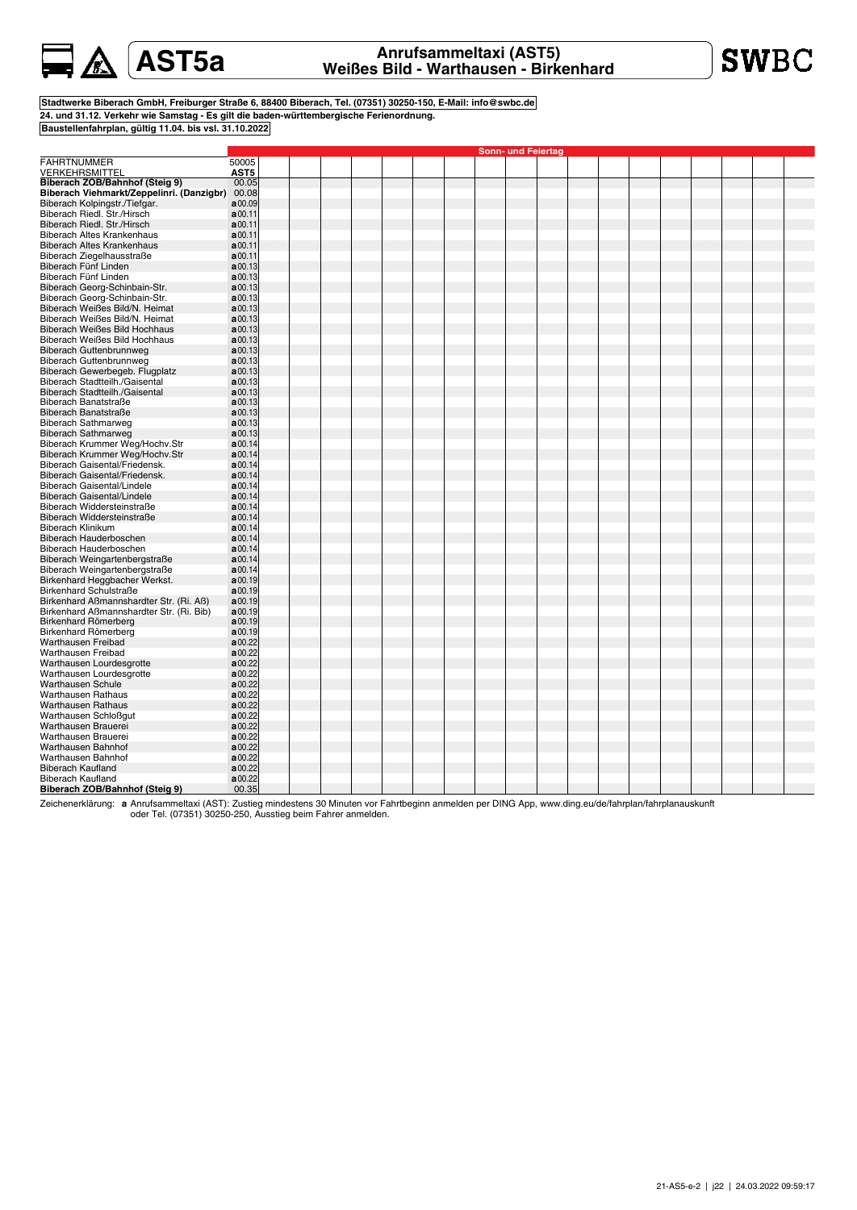# AST5a

## Anrufsammeltaxi (AST5)
## Weißes Bild - Warthausen - Birkenhard

SWBC

**Stadtwerke Biberach GmbH, Freiburger Straße 6, 88400 Biberach, Tel. (07351) 30250-150, E-Mail: info@swbc.de**

**24. und 31.12. Verkehr wie Samstag - Es gilt die baden-württembergische Ferienordnung.**

**Baustellenfahrplan, gültig 11.04. bis vsl. 31.10.2022**

| | Sonn- und Feiertag |
|---|---|
| FAHRTNUMMER | 50005 |
| VERKEHRSMITTEL | **AST5** |
| **Biberach ZOB/Bahnhof (Steig 9)** | 00.05 |
| **Biberach Viehmarkt/Zeppelinri. (Danzigbr)** | 00.08 |
| Biberach Kolpingstr./Tiefgar. | **a** 00.09 |
| Biberach Riedl. Str./Hirsch | **a** 00.11 |
| Biberach Riedl. Str./Hirsch | **a** 00.11 |
| Biberach Altes Krankenhaus | **a** 00.11 |
| Biberach Altes Krankenhaus | **a** 00.11 |
| Biberach Ziegelhausstraße | **a** 00.11 |
| Biberach Fünf Linden | **a** 00.13 |
| Biberach Fünf Linden | **a** 00.13 |
| Biberach Georg-Schinbain-Str. | **a** 00.13 |
| Biberach Georg-Schinbain-Str. | **a** 00.13 |
| Biberach Weißes Bild/N. Heimat | **a** 00.13 |
| Biberach Weißes Bild/N. Heimat | **a** 00.13 |
| Biberach Weißes Bild Hochhaus | **a** 00.13 |
| Biberach Weißes Bild Hochhaus | **a** 00.13 |
| Biberach Guttenbrunnweg | **a** 00.13 |
| Biberach Guttenbrunnweg | **a** 00.13 |
| Biberach Gewerbegeb. Flugplatz | **a** 00.13 |
| Biberach Stadtteilh./Gaisental | **a** 00.13 |
| Biberach Stadtteilh./Gaisental | **a** 00.13 |
| Biberach Banatstraße | **a** 00.13 |
| Biberach Banatstraße | **a** 00.13 |
| Biberach Sathmarweg | **a** 00.13 |
| Biberach Sathmarweg | **a** 00.13 |
| Biberach Krummer Weg/Hochv.Str | **a** 00.14 |
| Biberach Krummer Weg/Hochv.Str | **a** 00.14 |
| Biberach Gaisental/Friedensk. | **a** 00.14 |
| Biberach Gaisental/Friedensk. | **a** 00.14 |
| Biberach Gaisental/Lindele | **a** 00.14 |
| Biberach Gaisental/Lindele | **a** 00.14 |
| Biberach Widdersteinstraße | **a** 00.14 |
| Biberach Widdersteinstraße | **a** 00.14 |
| Biberach Klinikum | **a** 00.14 |
| Biberach Hauderboschen | **a** 00.14 |
| Biberach Hauderboschen | **a** 00.14 |
| Biberach Weingartenbergstraße | **a** 00.14 |
| Biberach Weingartenbergstraße | **a** 00.14 |
| Birkenhard Heggbacher Werkst. | **a** 00.19 |
| Birkenhard Schulstraße | **a** 00.19 |
| Birkenhard Aßmannshardter Str. (Ri. Aß) | **a** 00.19 |
| Birkenhard Aßmannshardter Str. (Ri. Bib) | **a** 00.19 |
| Birkenhard Römerberg | **a** 00.19 |
| Birkenhard Römerberg | **a** 00.19 |
| Warthausen Freibad | **a** 00.22 |
| Warthausen Freibad | **a** 00.22 |
| Warthausen Lourdesgrotte | **a** 00.22 |
| Warthausen Lourdesgrotte | **a** 00.22 |
| Warthausen Schule | **a** 00.22 |
| Warthausen Rathaus | **a** 00.22 |
| Warthausen Rathaus | **a** 00.22 |
| Warthausen Schloßgut | **a** 00.22 |
| Warthausen Brauerei | **a** 00.22 |
| Warthausen Brauerei | **a** 00.22 |
| Warthausen Bahnhof | **a** 00.22 |
| Warthausen Bahnhof | **a** 00.22 |
| Biberach Kaufland | **a** 00.22 |
| Biberach Kaufland | **a** 00.22 |
| **Biberach ZOB/Bahnhof (Steig 9)** | 00.35 |

Zeichenerklärung: **a** Anrufsammeltaxi (AST): Zustieg mindestens 30 Minuten vor Fahrtbeginn anmelden per DING App, www.ding.eu/de/fahrplan/fahrplanauskunft oder Tel. (07351) 30250-250, Ausstieg beim Fahrer anmelden.

21-AS5-e-2 | j22 | 24.03.2022 09:59:17